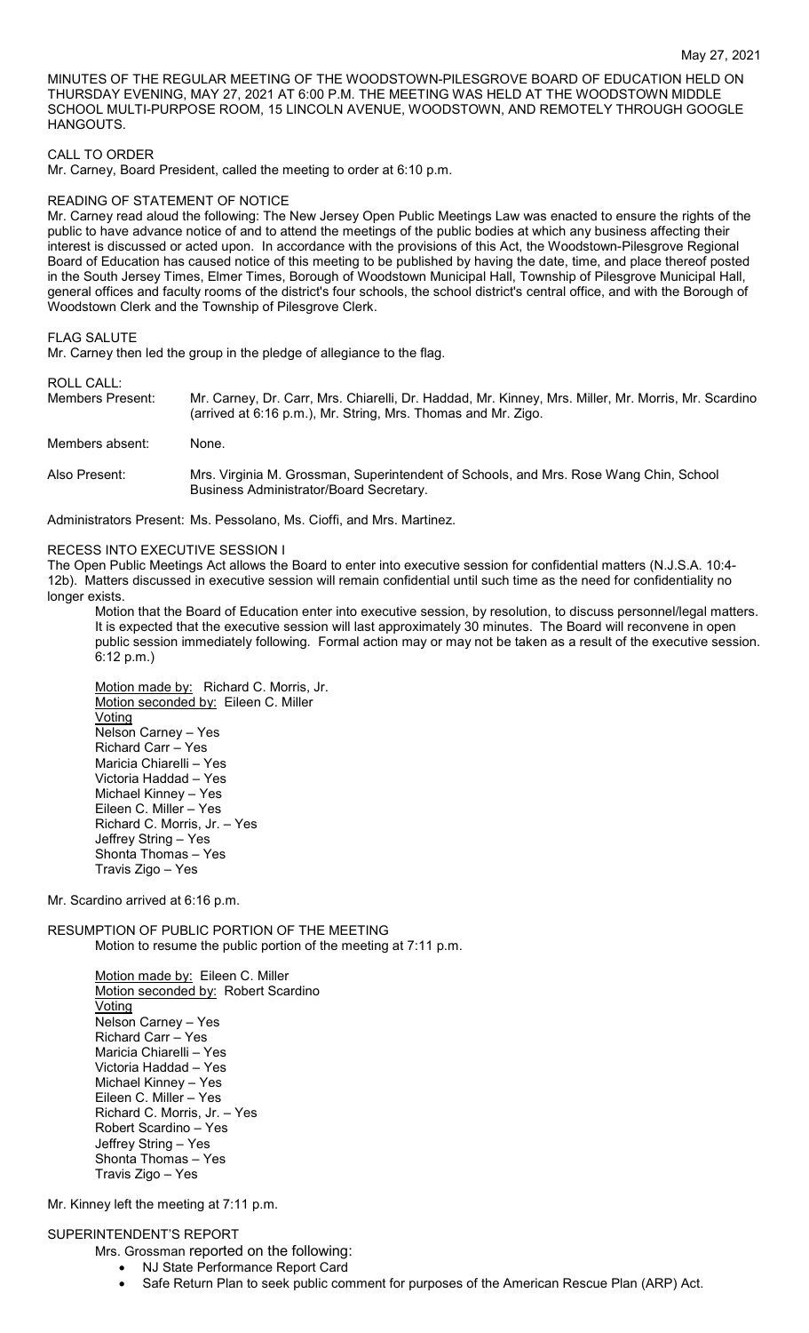May 27, 2021

MINUTES OF THE REGULAR MEETING OF THE WOODSTOWN-PILESGROVE BOARD OF EDUCATION HELD ON THURSDAY EVENING, MAY 27, 2021 AT 6:00 P.M. THE MEETING WAS HELD AT THE WOODSTOWN MIDDLE SCHOOL MULTI-PURPOSE ROOM, 15 LINCOLN AVENUE, WOODSTOWN, AND REMOTELY THROUGH GOOGLE HANGOUTS.

CALL TO ORDER

Mr. Carney, Board President, called the meeting to order at 6:10 p.m.

READING OF STATEMENT OF NOTICE

Mr. Carney read aloud the following: The New Jersey Open Public Meetings Law was enacted to ensure the rights of the public to have advance notice of and to attend the meetings of the public bodies at which any business affecting their interest is discussed or acted upon. In accordance with the provisions of this Act, the Woodstown-Pilesgrove Regional Board of Education has caused notice of this meeting to be published by having the date, time, and place thereof posted in the South Jersey Times, Elmer Times, Borough of Woodstown Municipal Hall, Township of Pilesgrove Municipal Hall, general offices and faculty rooms of the district's four schools, the school district's central office, and with the Borough of Woodstown Clerk and the Township of Pilesgrove Clerk.

FLAG SALUTE

Mr. Carney then led the group in the pledge of allegiance to the flag.

ROLL CALL:

Members Present: Mr. Carney, Dr. Carr, Mrs. Chiarelli, Dr. Haddad, Mr. Kinney, Mrs. Miller, Mr. Morris, Mr. Scardino (arrived at 6:16 p.m.), Mr. String, Mrs. Thomas and Mr. Zigo.

Members absent: None.

Also Present: Mrs. Virginia M. Grossman, Superintendent of Schools, and Mrs. Rose Wang Chin, School Business Administrator/Board Secretary.

Administrators Present: Ms. Pessolano, Ms. Cioffi, and Mrs. Martinez.

RECESS INTO EXECUTIVE SESSION I

The Open Public Meetings Act allows the Board to enter into executive session for confidential matters (N.J.S.A. 10:4-12b). Matters discussed in executive session will remain confidential until such time as the need for confidentiality no longer exists.

Motion that the Board of Education enter into executive session, by resolution, to discuss personnel/legal matters. It is expected that the executive session will last approximately 30 minutes. The Board will reconvene in open public session immediately following. Formal action may or may not be taken as a result of the executive session. 6:12 p.m.)

Motion made by: Richard C. Morris, Jr.
Motion seconded by: Eileen C. Miller
Voting
Nelson Carney – Yes
Richard Carr – Yes
Maricia Chiarelli – Yes
Victoria Haddad – Yes
Michael Kinney – Yes
Eileen C. Miller – Yes
Richard C. Morris, Jr. – Yes
Jeffrey String – Yes
Shonta Thomas – Yes
Travis Zigo – Yes

Mr. Scardino arrived at 6:16 p.m.

RESUMPTION OF PUBLIC PORTION OF THE MEETING

Motion to resume the public portion of the meeting at 7:11 p.m.

Motion made by: Eileen C. Miller
Motion seconded by: Robert Scardino
Voting
Nelson Carney – Yes
Richard Carr – Yes
Maricia Chiarelli – Yes
Victoria Haddad – Yes
Michael Kinney – Yes
Eileen C. Miller – Yes
Richard C. Morris, Jr. – Yes
Robert Scardino – Yes
Jeffrey String – Yes
Shonta Thomas – Yes
Travis Zigo – Yes

Mr. Kinney left the meeting at 7:11 p.m.

SUPERINTENDENT'S REPORT

Mrs. Grossman reported on the following:

- NJ State Performance Report Card
- Safe Return Plan to seek public comment for purposes of the American Rescue Plan (ARP) Act.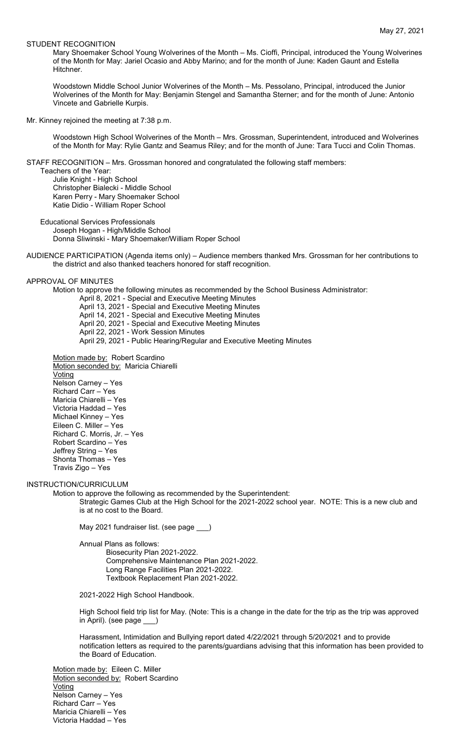STUDENT RECOGNITION

Mary Shoemaker School Young Wolverines of the Month – Ms. Cioffi, Principal, introduced the Young Wolverines of the Month for May: Jariel Ocasio and Abby Marino; and for the month of June: Kaden Gaunt and Estella Hitchner.

Woodstown Middle School Junior Wolverines of the Month – Ms. Pessolano, Principal, introduced the Junior Wolverines of the Month for May: Benjamin Stengel and Samantha Sterner; and for the month of June: Antonio Vincete and Gabrielle Kurpis.

Mr. Kinney rejoined the meeting at 7:38 p.m.

Woodstown High School Wolverines of the Month – Mrs. Grossman, Superintendent, introduced and Wolverines of the Month for May: Rylie Gantz and Seamus Riley; and for the month of June: Tara Tucci and Colin Thomas.

STAFF RECOGNITION – Mrs. Grossman honored and congratulated the following staff members:

Teachers of the Year:
- Julie Knight - High School
- Christopher Bialecki - Middle School
- Karen Perry - Mary Shoemaker School
- Katie Didio - William Roper School

Educational Services Professionals
- Joseph Hogan - High/Middle School
- Donna Sliwinski - Mary Shoemaker/William Roper School

AUDIENCE PARTICIPATION (Agenda items only) – Audience members thanked Mrs. Grossman for her contributions to the district and also thanked teachers honored for staff recognition.

APPROVAL OF MINUTES

Motion to approve the following minutes as recommended by the School Business Administrator:
- April 8, 2021 - Special and Executive Meeting Minutes
- April 13, 2021 - Special and Executive Meeting Minutes
- April 14, 2021 - Special and Executive Meeting Minutes
- April 20, 2021 - Special and Executive Meeting Minutes
- April 22, 2021 - Work Session Minutes
- April 29, 2021 - Public Hearing/Regular and Executive Meeting Minutes

Motion made by: Robert Scardino
Motion seconded by: Maricia Chiarelli
Voting
Nelson Carney – Yes
Richard Carr – Yes
Maricia Chiarelli – Yes
Victoria Haddad – Yes
Michael Kinney – Yes
Eileen C. Miller – Yes
Richard C. Morris, Jr. – Yes
Robert Scardino – Yes
Jeffrey String – Yes
Shonta Thomas – Yes
Travis Zigo – Yes

INSTRUCTION/CURRICULUM

Motion to approve the following as recommended by the Superintendent:

Strategic Games Club at the High School for the 2021-2022 school year. NOTE: This is a new club and is at no cost to the Board.

May 2021 fundraiser list. (see page ___)

Annual Plans as follows:
- Biosecurity Plan 2021-2022.
- Comprehensive Maintenance Plan 2021-2022.
- Long Range Facilities Plan 2021-2022.
- Textbook Replacement Plan 2021-2022.

2021-2022 High School Handbook.

High School field trip list for May. (Note: This is a change in the date for the trip as the trip was approved in April). (see page ___)

Harassment, Intimidation and Bullying report dated 4/22/2021 through 5/20/2021 and to provide notification letters as required to the parents/guardians advising that this information has been provided to the Board of Education.

Motion made by: Eileen C. Miller
Motion seconded by: Robert Scardino
Voting
Nelson Carney – Yes
Richard Carr – Yes
Maricia Chiarelli – Yes
Victoria Haddad – Yes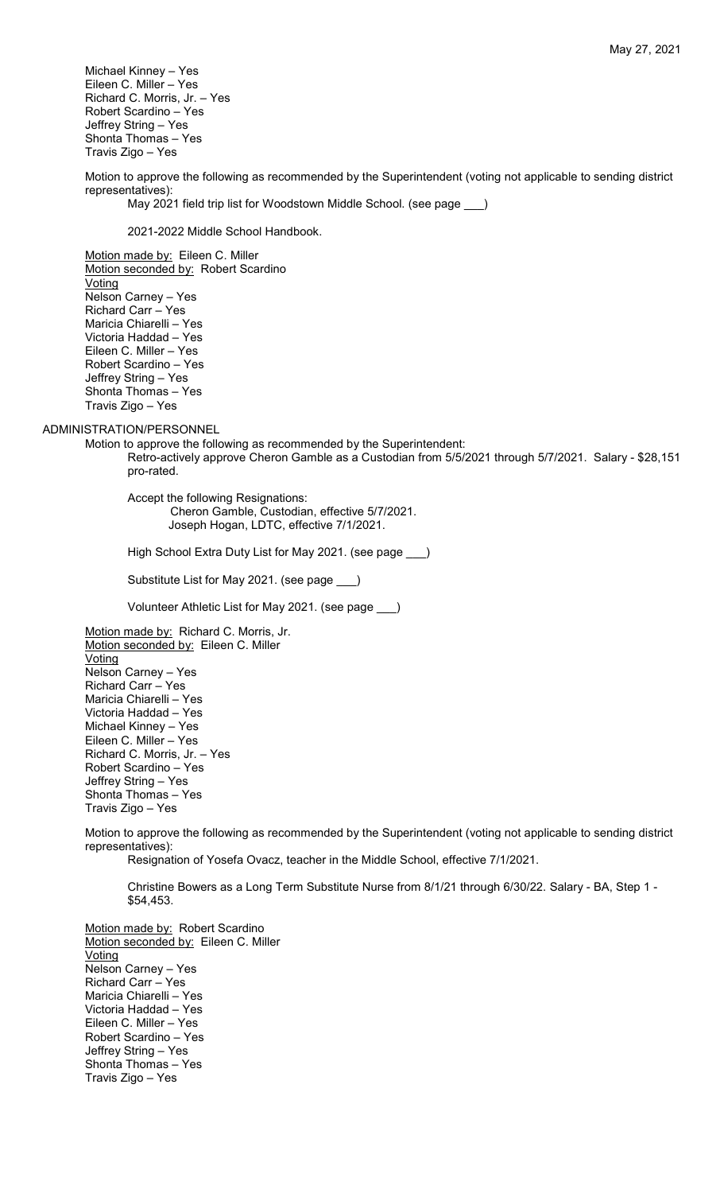Michael Kinney – Yes
Eileen C. Miller – Yes
Richard C. Morris, Jr. – Yes
Robert Scardino – Yes
Jeffrey String – Yes
Shonta Thomas – Yes
Travis Zigo – Yes

Motion to approve the following as recommended by the Superintendent (voting not applicable to sending district representatives):

May 2021 field trip list for Woodstown Middle School. (see page ___)

2021-2022 Middle School Handbook.

Motion made by: Eileen C. Miller
Motion seconded by: Robert Scardino
Voting
Nelson Carney – Yes
Richard Carr – Yes
Maricia Chiarelli – Yes
Victoria Haddad – Yes
Eileen C. Miller – Yes
Robert Scardino – Yes
Jeffrey String – Yes
Shonta Thomas – Yes
Travis Zigo – Yes

## ADMINISTRATION/PERSONNEL

Motion to approve the following as recommended by the Superintendent:

Retro-actively approve Cheron Gamble as a Custodian from 5/5/2021 through 5/7/2021. Salary - $28,151 pro-rated.

Accept the following Resignations:
Cheron Gamble, Custodian, effective 5/7/2021.
Joseph Hogan, LDTC, effective 7/1/2021.

High School Extra Duty List for May 2021. (see page ___)

Substitute List for May 2021. (see page ___)

Volunteer Athletic List for May 2021. (see page ___)

Motion made by: Richard C. Morris, Jr.
Motion seconded by: Eileen C. Miller
Voting
Nelson Carney – Yes
Richard Carr – Yes
Maricia Chiarelli – Yes
Victoria Haddad – Yes
Michael Kinney – Yes
Eileen C. Miller – Yes
Richard C. Morris, Jr. – Yes
Robert Scardino – Yes
Jeffrey String – Yes
Shonta Thomas – Yes
Travis Zigo – Yes

Motion to approve the following as recommended by the Superintendent (voting not applicable to sending district representatives):

Resignation of Yosefa Ovacz, teacher in the Middle School, effective 7/1/2021.

Christine Bowers as a Long Term Substitute Nurse from 8/1/21 through 6/30/22. Salary - BA, Step 1 - $54,453.

Motion made by: Robert Scardino
Motion seconded by: Eileen C. Miller
Voting
Nelson Carney – Yes
Richard Carr – Yes
Maricia Chiarelli – Yes
Victoria Haddad – Yes
Eileen C. Miller – Yes
Robert Scardino – Yes
Jeffrey String – Yes
Shonta Thomas – Yes
Travis Zigo – Yes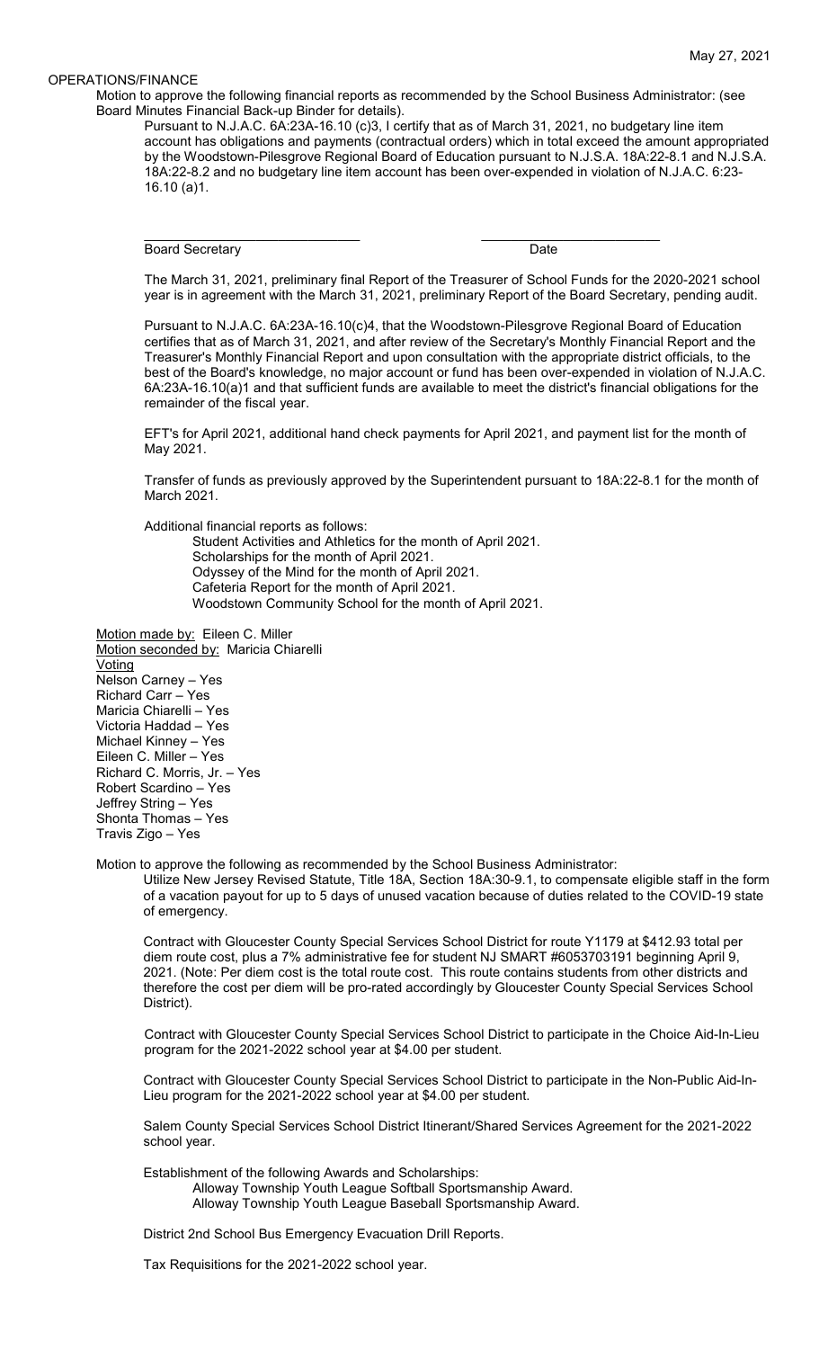OPERATIONS/FINANCE

Motion to approve the following financial reports as recommended by the School Business Administrator: (see Board Minutes Financial Back-up Binder for details).

Pursuant to N.J.A.C. 6A:23A-16.10 (c)3, I certify that as of March 31, 2021, no budgetary line item account has obligations and payments (contractual orders) which in total exceed the amount appropriated by the Woodstown-Pilesgrove Regional Board of Education pursuant to N.J.S.A. 18A:22-8.1 and N.J.S.A. 18A:22-8.2 and no budgetary line item account has been over-expended in violation of N.J.A.C. 6:23-16.10 (a)1.

\_\_\_\_\_\_\_\_\_\_\_\_\_\_\_\_\_\_\_\_\_\_\_\_\_\_\_\_\_\_ \_\_\_\_\_\_\_\_\_\_\_\_\_\_\_\_\_\_\_\_\_\_\_\_\_\_

Board Secretary Date

The March 31, 2021, preliminary final Report of the Treasurer of School Funds for the 2020-2021 school year is in agreement with the March 31, 2021, preliminary Report of the Board Secretary, pending audit.

Pursuant to N.J.A.C. 6A:23A-16.10(c)4, that the Woodstown-Pilesgrove Regional Board of Education certifies that as of March 31, 2021, and after review of the Secretary's Monthly Financial Report and the Treasurer's Monthly Financial Report and upon consultation with the appropriate district officials, to the best of the Board's knowledge, no major account or fund has been over-expended in violation of N.J.A.C. 6A:23A-16.10(a)1 and that sufficient funds are available to meet the district's financial obligations for the remainder of the fiscal year.

EFT's for April 2021, additional hand check payments for April 2021, and payment list for the month of May 2021.

Transfer of funds as previously approved by the Superintendent pursuant to 18A:22-8.1 for the month of March 2021.

Additional financial reports as follows:

- Student Activities and Athletics for the month of April 2021.
- Scholarships for the month of April 2021.
- Odyssey of the Mind for the month of April 2021.
- Cafeteria Report for the month of April 2021.
- Woodstown Community School for the month of April 2021.

Motion made by: Eileen C. Miller
Motion seconded by: Maricia Chiarelli
Voting
Nelson Carney – Yes
Richard Carr – Yes
Maricia Chiarelli – Yes
Victoria Haddad – Yes
Michael Kinney – Yes
Eileen C. Miller – Yes
Richard C. Morris, Jr. – Yes
Robert Scardino – Yes
Jeffrey String – Yes
Shonta Thomas – Yes
Travis Zigo – Yes

Motion to approve the following as recommended by the School Business Administrator:

Utilize New Jersey Revised Statute, Title 18A, Section 18A:30-9.1, to compensate eligible staff in the form of a vacation payout for up to 5 days of unused vacation because of duties related to the COVID-19 state of emergency.

Contract with Gloucester County Special Services School District for route Y1179 at $412.93 total per diem route cost, plus a 7% administrative fee for student NJ SMART #6053703191 beginning April 9, 2021. (Note: Per diem cost is the total route cost. This route contains students from other districts and therefore the cost per diem will be pro-rated accordingly by Gloucester County Special Services School District).

Contract with Gloucester County Special Services School District to participate in the Choice Aid-In-Lieu program for the 2021-2022 school year at $4.00 per student.

Contract with Gloucester County Special Services School District to participate in the Non-Public Aid-In-Lieu program for the 2021-2022 school year at $4.00 per student.

Salem County Special Services School District Itinerant/Shared Services Agreement for the 2021-2022 school year.

Establishment of the following Awards and Scholarships:

- Alloway Township Youth League Softball Sportsmanship Award.
- Alloway Township Youth League Baseball Sportsmanship Award.

District 2nd School Bus Emergency Evacuation Drill Reports.

Tax Requisitions for the 2021-2022 school year.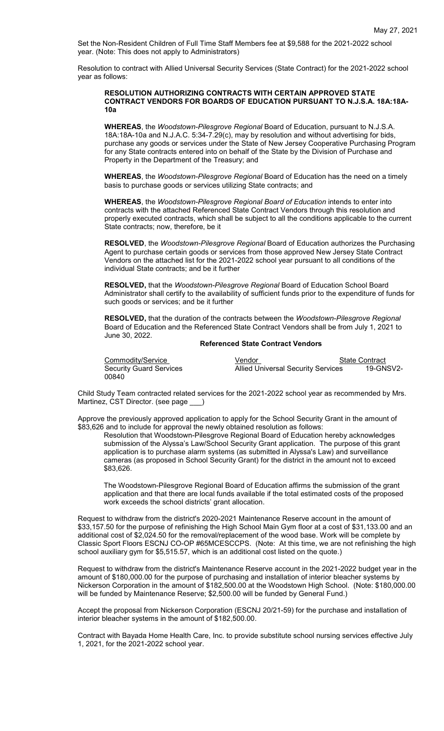Set the Non-Resident Children of Full Time Staff Members fee at $9,588 for the 2021-2022 school year. (Note: This does not apply to Administrators)

Resolution to contract with Allied Universal Security Services (State Contract) for the 2021-2022 school year as follows:

**RESOLUTION AUTHORIZING CONTRACTS WITH CERTAIN APPROVED STATE CONTRACT VENDORS FOR BOARDS OF EDUCATION PURSUANT TO N.J.S.A. 18A:18A-10a**

**WHEREAS**, the *Woodstown-Pilesgrove Regional* Board of Education, pursuant to N.J.S.A. 18A:18A-10a and N.J.A.C. 5:34-7.29(c), may by resolution and without advertising for bids, purchase any goods or services under the State of New Jersey Cooperative Purchasing Program for any State contracts entered into on behalf of the State by the Division of Purchase and Property in the Department of the Treasury; and

**WHEREAS**, the *Woodstown-Pilesgrove Regional* Board of Education has the need on a timely basis to purchase goods or services utilizing State contracts; and

**WHEREAS**, the *Woodstown-Pilesgrove Regional Board of Education* intends to enter into contracts with the attached Referenced State Contract Vendors through this resolution and properly executed contracts, which shall be subject to all the conditions applicable to the current State contracts; now, therefore, be it

**RESOLVED**, the *Woodstown-Pilesgrove Regional* Board of Education authorizes the Purchasing Agent to purchase certain goods or services from those approved New Jersey State Contract Vendors on the attached list for the 2021-2022 school year pursuant to all conditions of the individual State contracts; and be it further

**RESOLVED,** that the *Woodstown-Pilesgrove Regional* Board of Education School Board Administrator shall certify to the availability of sufficient funds prior to the expenditure of funds for such goods or services; and be it further

**RESOLVED,** that the duration of the contracts between the *Woodstown-Pilesgrove Regional* Board of Education and the Referenced State Contract Vendors shall be from July 1, 2021 to June 30, 2022.

**Referenced State Contract Vendors**

| Commodity/Service | Vendor | State Contract |
|---|---|---|
| Security Guard Services | Allied Universal Security Services | 19-GNSV2-00840 |

Child Study Team contracted related services for the 2021-2022 school year as recommended by Mrs. Martinez, CST Director. (see page \_\_\_)

Approve the previously approved application to apply for the School Security Grant in the amount of $83,626 and to include for approval the newly obtained resolution as follows:

Resolution that Woodstown-Pilesgrove Regional Board of Education hereby acknowledges submission of the Alyssa's Law/School Security Grant application. The purpose of this grant application is to purchase alarm systems (as submitted in Alyssa's Law) and surveillance cameras (as proposed in School Security Grant) for the district in the amount not to exceed $83,626.

The Woodstown-Pilesgrove Regional Board of Education affirms the submission of the grant application and that there are local funds available if the total estimated costs of the proposed work exceeds the school districts' grant allocation.

Request to withdraw from the district's 2020-2021 Maintenance Reserve account in the amount of $33,157.50 for the purpose of refinishing the High School Main Gym floor at a cost of $31,133.00 and an additional cost of $2,024.50 for the removal/replacement of the wood base. Work will be complete by Classic Sport Floors ESCNJ CO-OP #65MCESCCPS. (Note: At this time, we are not refinishing the high school auxiliary gym for $5,515.57, which is an additional cost listed on the quote.)

Request to withdraw from the district's Maintenance Reserve account in the 2021-2022 budget year in the amount of $180,000.00 for the purpose of purchasing and installation of interior bleacher systems by Nickerson Corporation in the amount of $182,500.00 at the Woodstown High School. (Note: $180,000.00 will be funded by Maintenance Reserve; $2,500.00 will be funded by General Fund.)

Accept the proposal from Nickerson Corporation (ESCNJ 20/21-59) for the purchase and installation of interior bleacher systems in the amount of $182,500.00.

Contract with Bayada Home Health Care, Inc. to provide substitute school nursing services effective July 1, 2021, for the 2021-2022 school year.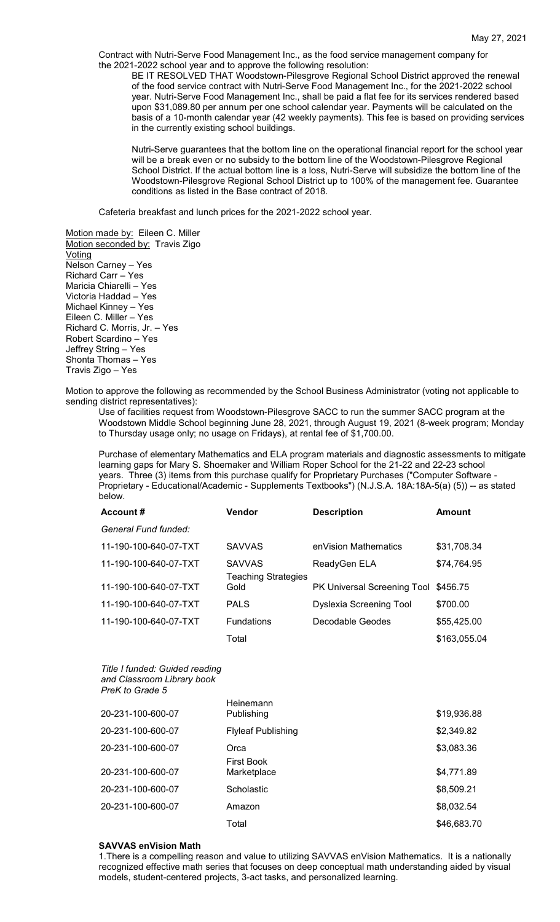Contract with Nutri-Serve Food Management Inc., as the food service management company for the 2021-2022 school year and to approve the following resolution:

BE IT RESOLVED THAT Woodstown-Pilesgrove Regional School District approved the renewal of the food service contract with Nutri-Serve Food Management Inc., for the 2021-2022 school year. Nutri-Serve Food Management Inc., shall be paid a flat fee for its services rendered based upon $31,089.80 per annum per one school calendar year. Payments will be calculated on the basis of a 10-month calendar year (42 weekly payments). This fee is based on providing services in the currently existing school buildings.

Nutri-Serve guarantees that the bottom line on the operational financial report for the school year will be a break even or no subsidy to the bottom line of the Woodstown-Pilesgrove Regional School District. If the actual bottom line is a loss, Nutri-Serve will subsidize the bottom line of the Woodstown-Pilesgrove Regional School District up to 100% of the management fee. Guarantee conditions as listed in the Base contract of 2018.

Cafeteria breakfast and lunch prices for the 2021-2022 school year.

Motion made by: Eileen C. Miller
Motion seconded by: Travis Zigo
Voting
Nelson Carney – Yes
Richard Carr – Yes
Maricia Chiarelli – Yes
Victoria Haddad – Yes
Michael Kinney – Yes
Eileen C. Miller – Yes
Richard C. Morris, Jr. – Yes
Robert Scardino – Yes
Jeffrey String – Yes
Shonta Thomas – Yes
Travis Zigo – Yes

Motion to approve the following as recommended by the School Business Administrator (voting not applicable to sending district representatives):

Use of facilities request from Woodstown-Pilesgrove SACC to run the summer SACC program at the Woodstown Middle School beginning June 28, 2021, through August 19, 2021 (8-week program; Monday to Thursday usage only; no usage on Fridays), at rental fee of $1,700.00.

Purchase of elementary Mathematics and ELA program materials and diagnostic assessments to mitigate learning gaps for Mary S. Shoemaker and William Roper School for the 21-22 and 22-23 school years. Three (3) items from this purchase qualify for Proprietary Purchases ("Computer Software - Proprietary - Educational/Academic - Supplements Textbooks") (N.J.S.A. 18A:18A-5(a) (5)) -- as stated below.

| Account # | Vendor | Description | Amount |
|---|---|---|---|
| *General Fund funded:* | | | |
| 11-190-100-640-07-TXT | SAVVAS | enVision Mathematics | $31,708.34 |
| 11-190-100-640-07-TXT | SAVVAS | ReadyGen ELA | $74,764.95 |
| 11-190-100-640-07-TXT | Teaching Strategies Gold | PK Universal Screening Tool | $456.75 |
| 11-190-100-640-07-TXT | PALS | Dyslexia Screening Tool | $700.00 |
| 11-190-100-640-07-TXT | Fundations | Decodable Geodes | $55,425.00 |
| | Total | | $163,055.04 |
| *Title I funded: Guided reading and Classroom Library book PreK to Grade 5* | | | |
| 20-231-100-600-07 | Heinemann Publishing | | $19,936.88 |
| 20-231-100-600-07 | Flyleaf Publishing | | $2,349.82 |
| 20-231-100-600-07 | Orca | | $3,083.36 |
| 20-231-100-600-07 | First Book Marketplace | | $4,771.89 |
| 20-231-100-600-07 | Scholastic | | $8,509.21 |
| 20-231-100-600-07 | Amazon | | $8,032.54 |
| | Total | | $46,683.70 |

**SAVVAS enVision Math**

1.There is a compelling reason and value to utilizing SAVVAS enVision Mathematics. It is a nationally recognized effective math series that focuses on deep conceptual math understanding aided by visual models, student-centered projects, 3-act tasks, and personalized learning.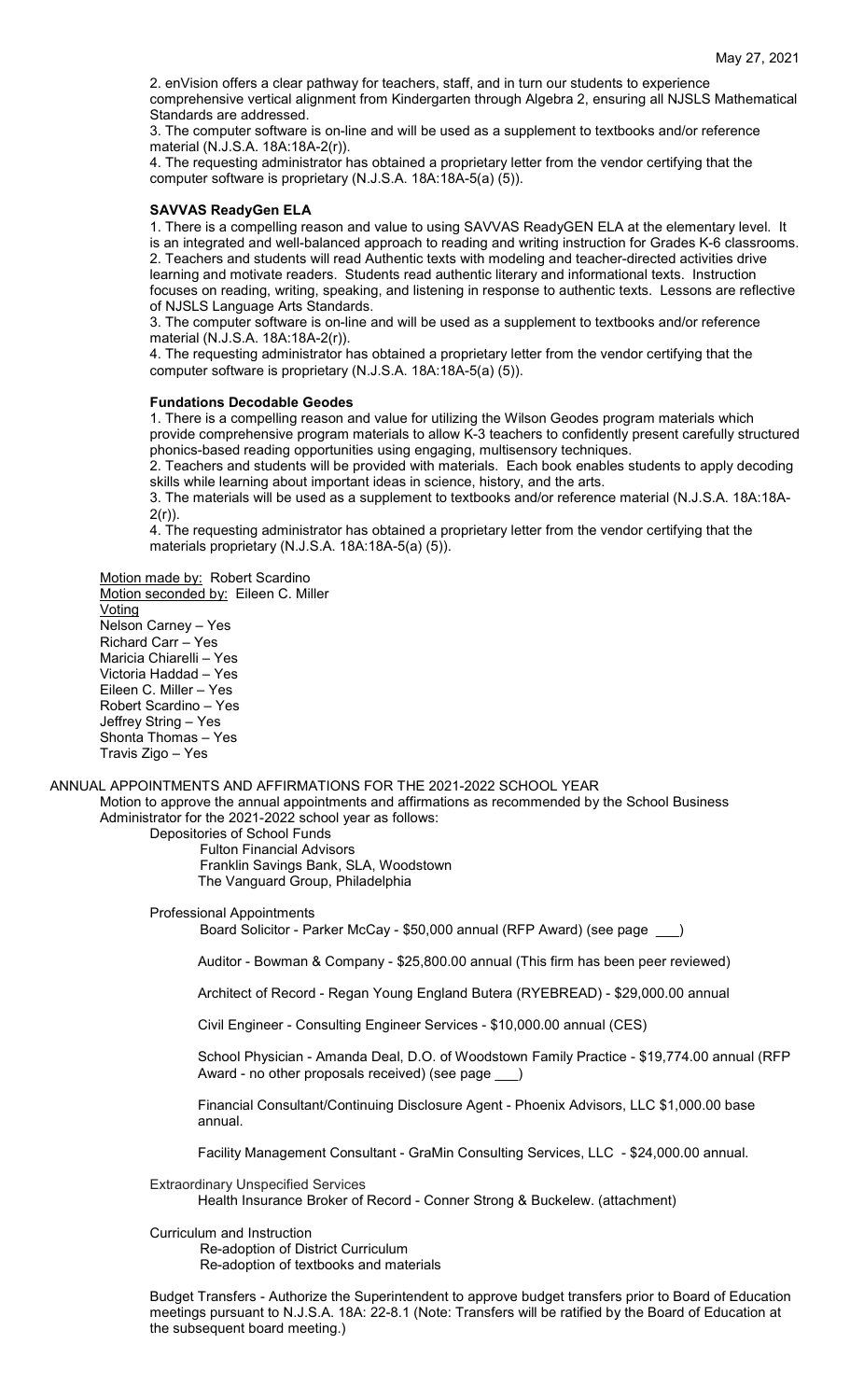2. enVision offers a clear pathway for teachers, staff, and in turn our students to experience comprehensive vertical alignment from Kindergarten through Algebra 2, ensuring all NJSLS Mathematical Standards are addressed.
3. The computer software is on-line and will be used as a supplement to textbooks and/or reference material (N.J.S.A. 18A:18A-2(r)).
4. The requesting administrator has obtained a proprietary letter from the vendor certifying that the computer software is proprietary (N.J.S.A. 18A:18A-5(a) (5)).

**SAVVAS ReadyGen ELA**

1. There is a compelling reason and value to using SAVVAS ReadyGEN ELA at the elementary level. It is an integrated and well-balanced approach to reading and writing instruction for Grades K-6 classrooms.
2. Teachers and students will read Authentic texts with modeling and teacher-directed activities drive learning and motivate readers. Students read authentic literary and informational texts. Instruction focuses on reading, writing, speaking, and listening in response to authentic texts. Lessons are reflective of NJSLS Language Arts Standards.
3. The computer software is on-line and will be used as a supplement to textbooks and/or reference material (N.J.S.A. 18A:18A-2(r)).
4. The requesting administrator has obtained a proprietary letter from the vendor certifying that the computer software is proprietary (N.J.S.A. 18A:18A-5(a) (5)).

**Fundations Decodable Geodes**

1. There is a compelling reason and value for utilizing the Wilson Geodes program materials which provide comprehensive program materials to allow K-3 teachers to confidently present carefully structured phonics-based reading opportunities using engaging, multisensory techniques.
2. Teachers and students will be provided with materials. Each book enables students to apply decoding skills while learning about important ideas in science, history, and the arts.
3. The materials will be used as a supplement to textbooks and/or reference material (N.J.S.A. 18A:18A-2(r)).
4. The requesting administrator has obtained a proprietary letter from the vendor certifying that the materials proprietary (N.J.S.A. 18A:18A-5(a) (5)).

Motion made by: Robert Scardino
Motion seconded by: Eileen C. Miller
Voting
Nelson Carney – Yes
Richard Carr – Yes
Maricia Chiarelli – Yes
Victoria Haddad – Yes
Eileen C. Miller – Yes
Robert Scardino – Yes
Jeffrey String – Yes
Shonta Thomas – Yes
Travis Zigo – Yes

ANNUAL APPOINTMENTS AND AFFIRMATIONS FOR THE 2021-2022 SCHOOL YEAR

Motion to approve the annual appointments and affirmations as recommended by the School Business Administrator for the 2021-2022 school year as follows:

Depositories of School Funds
Fulton Financial Advisors
Franklin Savings Bank, SLA, Woodstown
The Vanguard Group, Philadelphia

Professional Appointments

Board Solicitor - Parker McCay - $50,000 annual (RFP Award) (see page ___)

Auditor - Bowman & Company - $25,800.00 annual (This firm has been peer reviewed)

Architect of Record - Regan Young England Butera (RYEBREAD) - $29,000.00 annual

Civil Engineer - Consulting Engineer Services - $10,000.00 annual (CES)

School Physician - Amanda Deal, D.O. of Woodstown Family Practice - $19,774.00 annual (RFP Award - no other proposals received) (see page ___)

Financial Consultant/Continuing Disclosure Agent - Phoenix Advisors, LLC $1,000.00 base annual.

Facility Management Consultant - GraMin Consulting Services, LLC - $24,000.00 annual.

Extraordinary Unspecified Services
Health Insurance Broker of Record - Conner Strong & Buckelew. (attachment)

Curriculum and Instruction
Re-adoption of District Curriculum
Re-adoption of textbooks and materials

Budget Transfers - Authorize the Superintendent to approve budget transfers prior to Board of Education meetings pursuant to N.J.S.A. 18A: 22-8.1 (Note: Transfers will be ratified by the Board of Education at the subsequent board meeting.)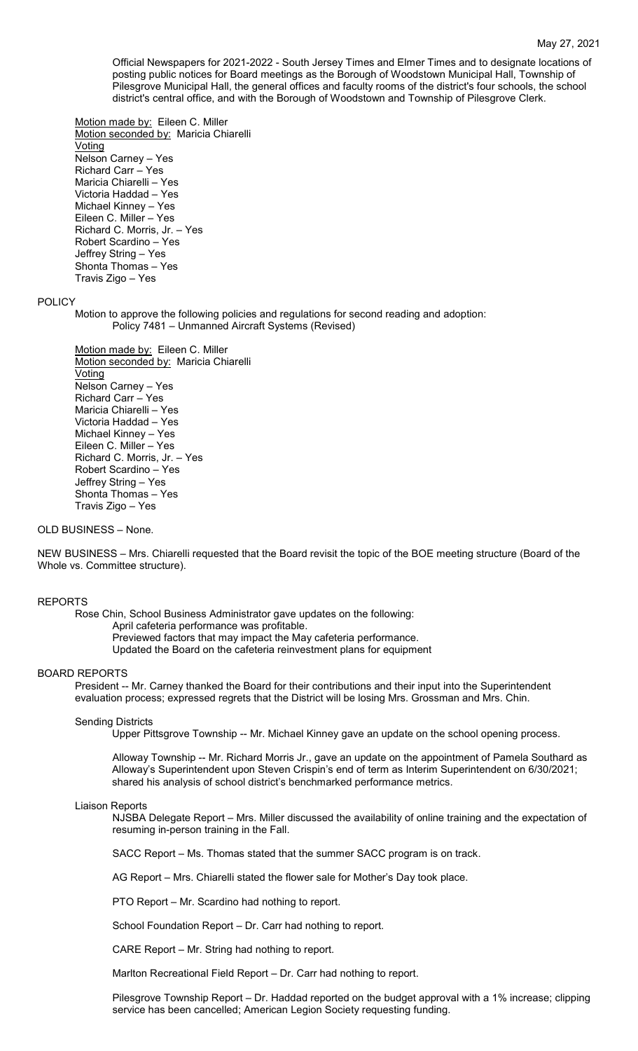Official Newspapers for 2021-2022 - South Jersey Times and Elmer Times and to designate locations of posting public notices for Board meetings as the Borough of Woodstown Municipal Hall, Township of Pilesgrove Municipal Hall, the general offices and faculty rooms of the district's four schools, the school district's central office, and with the Borough of Woodstown and Township of Pilesgrove Clerk.

Motion made by: Eileen C. Miller
Motion seconded by: Maricia Chiarelli
Voting
Nelson Carney – Yes
Richard Carr – Yes
Maricia Chiarelli – Yes
Victoria Haddad – Yes
Michael Kinney – Yes
Eileen C. Miller – Yes
Richard C. Morris, Jr. – Yes
Robert Scardino – Yes
Jeffrey String – Yes
Shonta Thomas – Yes
Travis Zigo – Yes

POLICY

Motion to approve the following policies and regulations for second reading and adoption:
Policy 7481 – Unmanned Aircraft Systems (Revised)

Motion made by: Eileen C. Miller
Motion seconded by: Maricia Chiarelli
Voting
Nelson Carney – Yes
Richard Carr – Yes
Maricia Chiarelli – Yes
Victoria Haddad – Yes
Michael Kinney – Yes
Eileen C. Miller – Yes
Richard C. Morris, Jr. – Yes
Robert Scardino – Yes
Jeffrey String – Yes
Shonta Thomas – Yes
Travis Zigo – Yes

OLD BUSINESS – None.

NEW BUSINESS – Mrs. Chiarelli requested that the Board revisit the topic of the BOE meeting structure (Board of the Whole vs. Committee structure).

REPORTS

Rose Chin, School Business Administrator gave updates on the following:
April cafeteria performance was profitable.
Previewed factors that may impact the May cafeteria performance.
Updated the Board on the cafeteria reinvestment plans for equipment

BOARD REPORTS

President -- Mr. Carney thanked the Board for their contributions and their input into the Superintendent evaluation process; expressed regrets that the District will be losing Mrs. Grossman and Mrs. Chin.

Sending Districts

Upper Pittsgrove Township -- Mr. Michael Kinney gave an update on the school opening process.

Alloway Township -- Mr. Richard Morris Jr., gave an update on the appointment of Pamela Southard as Alloway's Superintendent upon Steven Crispin's end of term as Interim Superintendent on 6/30/2021; shared his analysis of school district's benchmarked performance metrics.

Liaison Reports

NJSBA Delegate Report – Mrs. Miller discussed the availability of online training and the expectation of resuming in-person training in the Fall.

SACC Report – Ms. Thomas stated that the summer SACC program is on track.

AG Report – Mrs. Chiarelli stated the flower sale for Mother's Day took place.

PTO Report – Mr. Scardino had nothing to report.

School Foundation Report – Dr. Carr had nothing to report.

CARE Report – Mr. String had nothing to report.

Marlton Recreational Field Report – Dr. Carr had nothing to report.

Pilesgrove Township Report – Dr. Haddad reported on the budget approval with a 1% increase; clipping service has been cancelled; American Legion Society requesting funding.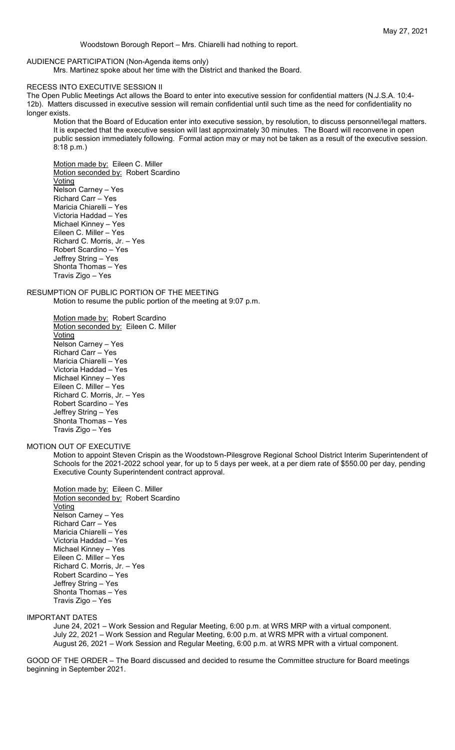Woodstown Borough Report – Mrs. Chiarelli had nothing to report.

AUDIENCE PARTICIPATION (Non-Agenda items only)

Mrs. Martinez spoke about her time with the District and thanked the Board.

RECESS INTO EXECUTIVE SESSION II

The Open Public Meetings Act allows the Board to enter into executive session for confidential matters (N.J.S.A. 10:4-12b). Matters discussed in executive session will remain confidential until such time as the need for confidentiality no longer exists.

Motion that the Board of Education enter into executive session, by resolution, to discuss personnel/legal matters. It is expected that the executive session will last approximately 30 minutes. The Board will reconvene in open public session immediately following. Formal action may or may not be taken as a result of the executive session. 8:18 p.m.)

Motion made by: Eileen C. Miller
Motion seconded by: Robert Scardino
Voting
Nelson Carney – Yes
Richard Carr – Yes
Maricia Chiarelli – Yes
Victoria Haddad – Yes
Michael Kinney – Yes
Eileen C. Miller – Yes
Richard C. Morris, Jr. – Yes
Robert Scardino – Yes
Jeffrey String – Yes
Shonta Thomas – Yes
Travis Zigo – Yes

RESUMPTION OF PUBLIC PORTION OF THE MEETING

Motion to resume the public portion of the meeting at 9:07 p.m.

Motion made by: Robert Scardino
Motion seconded by: Eileen C. Miller
Voting
Nelson Carney – Yes
Richard Carr – Yes
Maricia Chiarelli – Yes
Victoria Haddad – Yes
Michael Kinney – Yes
Eileen C. Miller – Yes
Richard C. Morris, Jr. – Yes
Robert Scardino – Yes
Jeffrey String – Yes
Shonta Thomas – Yes
Travis Zigo – Yes

MOTION OUT OF EXECUTIVE

Motion to appoint Steven Crispin as the Woodstown-Pilesgrove Regional School District Interim Superintendent of Schools for the 2021-2022 school year, for up to 5 days per week, at a per diem rate of $550.00 per day, pending Executive County Superintendent contract approval.

Motion made by: Eileen C. Miller
Motion seconded by: Robert Scardino
Voting
Nelson Carney – Yes
Richard Carr – Yes
Maricia Chiarelli – Yes
Victoria Haddad – Yes
Michael Kinney – Yes
Eileen C. Miller – Yes
Richard C. Morris, Jr. – Yes
Robert Scardino – Yes
Jeffrey String – Yes
Shonta Thomas – Yes
Travis Zigo – Yes

IMPORTANT DATES

June 24, 2021 – Work Session and Regular Meeting, 6:00 p.m. at WRS MRP with a virtual component.
July 22, 2021 – Work Session and Regular Meeting, 6:00 p.m. at WRS MPR with a virtual component.
August 26, 2021 – Work Session and Regular Meeting, 6:00 p.m. at WRS MPR with a virtual component.

GOOD OF THE ORDER – The Board discussed and decided to resume the Committee structure for Board meetings beginning in September 2021.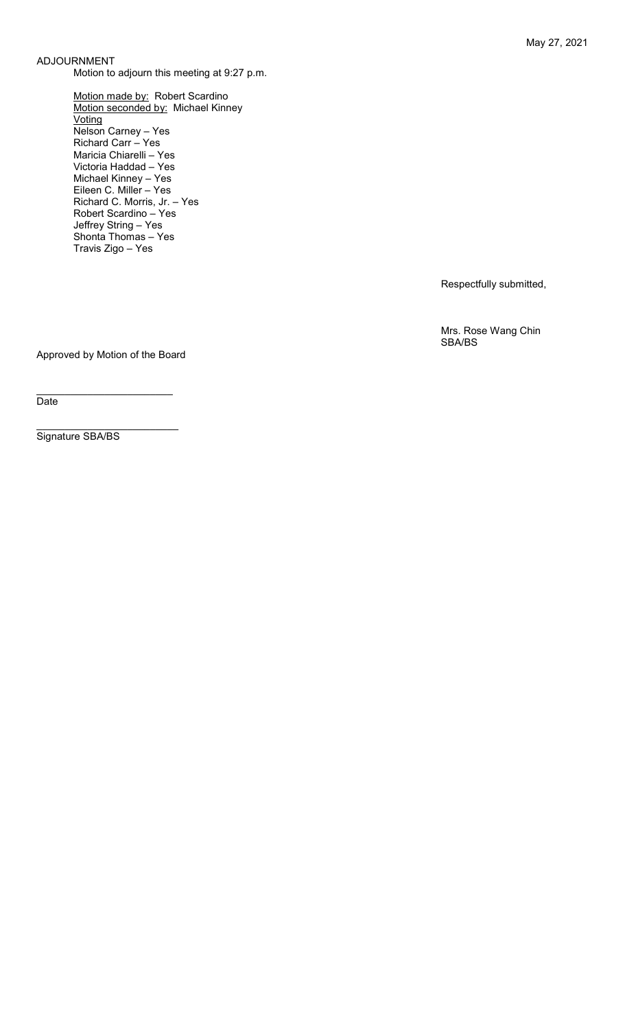## ADJOURNMENT

Motion to adjourn this meeting at 9:27 p.m.

Motion made by: Robert Scardino
Motion seconded by: Michael Kinney
Voting
Nelson Carney – Yes
Richard Carr – Yes
Maricia Chiarelli – Yes
Victoria Haddad – Yes
Michael Kinney – Yes
Eileen C. Miller – Yes
Richard C. Morris, Jr. – Yes
Robert Scardino – Yes
Jeffrey String – Yes
Shonta Thomas – Yes
Travis Zigo – Yes

Respectfully submitted,

Mrs. Rose Wang Chin
SBA/BS

Approved by Motion of the Board

\_\_\_\_\_\_\_\_\_\_\_\_\_\_\_\_\_\_\_\_\_\_\_\_
Date

\_\_\_\_\_\_\_\_\_\_\_\_\_\_\_\_\_\_\_\_\_\_\_\_
Signature SBA/BS